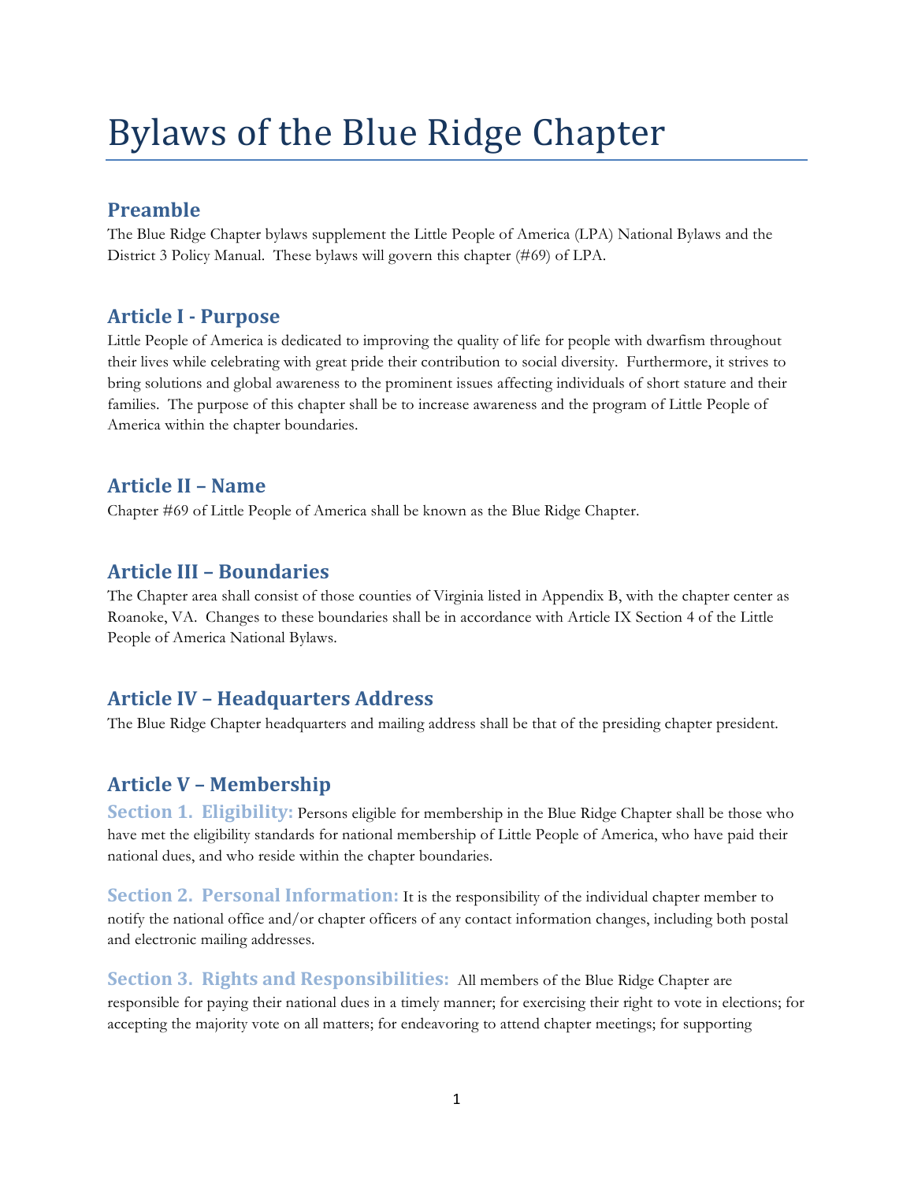# Bylaws of the Blue Ridge Chapter

## Preamble

The Blue Ridge Chapter bylaws supplement the Little People of America (LPA) National Bylaws and the District 3 Policy Manual. These bylaws will govern this chapter (#69) of LPA.

## Article I - Purpose

Little People of America is dedicated to improving the quality of life for people with dwarfism throughout their lives while celebrating with great pride their contribution to social diversity. Furthermore, it strives to bring solutions and global awareness to the prominent issues affecting individuals of short stature and their families. The purpose of this chapter shall be to increase awareness and the program of Little People of America within the chapter boundaries.

## Article II – Name

Chapter #69 of Little People of America shall be known as the Blue Ridge Chapter.

## Article III – Boundaries

The Chapter area shall consist of those counties of Virginia listed in Appendix B, with the chapter center as Roanoke, VA. Changes to these boundaries shall be in accordance with Article IX Section 4 of the Little People of America National Bylaws.

## Article IV – Headquarters Address

The Blue Ridge Chapter headquarters and mailing address shall be that of the presiding chapter president.

## Article V – Membership

### Section 1. Eligibility:

Persons eligible for membership in the Blue Ridge Chapter shall be those who have met the eligibility standards for national membership of Little People of America, who have paid their national dues, and who reside within the chapter boundaries.

### Section 2. Personal Information:

It is the responsibility of the individual chapter member to notify the national office and/or chapter officers of any contact information changes, including both postal and electronic mailing addresses.

### Section 3. Rights and Responsibilities:

All members of the Blue Ridge Chapter are responsible for paying their national dues in a timely manner; for exercising their right to vote in elections; for accepting the majority vote on all matters; for endeavoring to attend chapter meetings; for supporting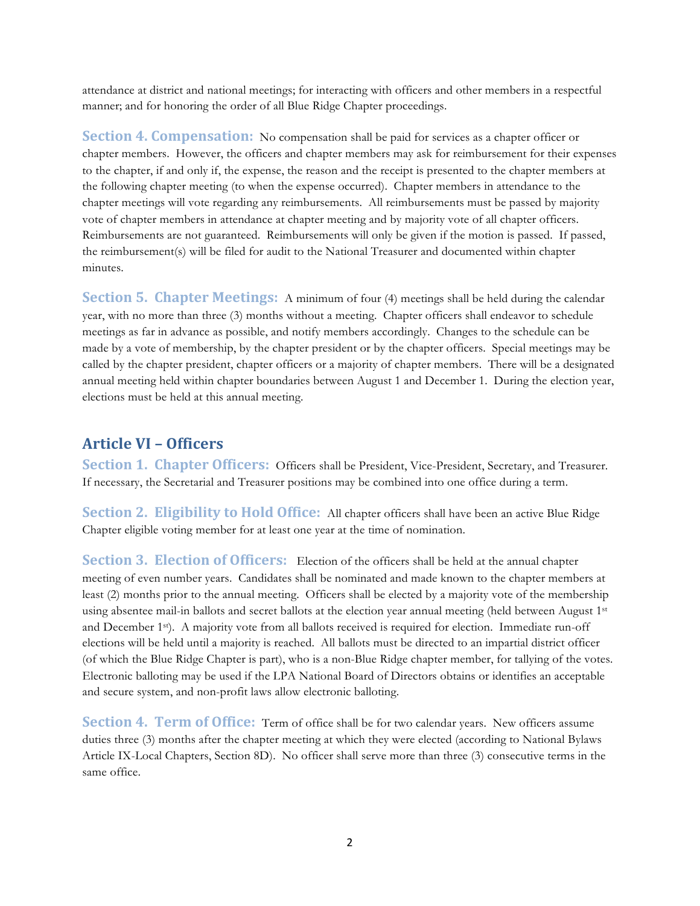attendance at district and national meetings; for interacting with officers and other members in a respectful manner; and for honoring the order of all Blue Ridge Chapter proceedings.

**Section 4. Compensation:** No compensation shall be paid for services as a chapter officer or chapter members. However, the officers and chapter members may ask for reimbursement for their expenses to the chapter, if and only if, the expense, the reason and the receipt is presented to the chapter members at the following chapter meeting (to when the expense occurred). Chapter members in attendance to the chapter meetings will vote regarding any reimbursements. All reimbursements must be passed by majority vote of chapter members in attendance at chapter meeting and by majority vote of all chapter officers. Reimbursements are not guaranteed. Reimbursements will only be given if the motion is passed. If passed, the reimbursement(s) will be filed for audit to the National Treasurer and documented within chapter minutes.

**Section 5. Chapter Meetings:** A minimum of four (4) meetings shall be held during the calendar year, with no more than three (3) months without a meeting. Chapter officers shall endeavor to schedule meetings as far in advance as possible, and notify members accordingly. Changes to the schedule can be made by a vote of membership, by the chapter president or by the chapter officers. Special meetings may be called by the chapter president, chapter officers or a majority of chapter members. There will be a designated annual meeting held within chapter boundaries between August 1 and December 1. During the election year, elections must be held at this annual meeting.

## Article VI – Officers

**Section 1. Chapter Officers:** Officers shall be President, Vice-President, Secretary, and Treasurer. If necessary, the Secretarial and Treasurer positions may be combined into one office during a term.

**Section 2. Eligibility to Hold Office:** All chapter officers shall have been an active Blue Ridge Chapter eligible voting member for at least one year at the time of nomination.

**Section 3. Election of Officers:** Election of the officers shall be held at the annual chapter meeting of even number years. Candidates shall be nominated and made known to the chapter members at least (2) months prior to the annual meeting. Officers shall be elected by a majority vote of the membership using absentee mail-in ballots and secret ballots at the election year annual meeting (held between August 1st and December 1st). A majority vote from all ballots received is required for election. Immediate run-off elections will be held until a majority is reached. All ballots must be directed to an impartial district officer (of which the Blue Ridge Chapter is part), who is a non-Blue Ridge chapter member, for tallying of the votes. Electronic balloting may be used if the LPA National Board of Directors obtains or identifies an acceptable and secure system, and non-profit laws allow electronic balloting.

**Section 4. Term of Office:** Term of office shall be for two calendar years. New officers assume duties three (3) months after the chapter meeting at which they were elected (according to National Bylaws Article IX-Local Chapters, Section 8D). No officer shall serve more than three (3) consecutive terms in the same office.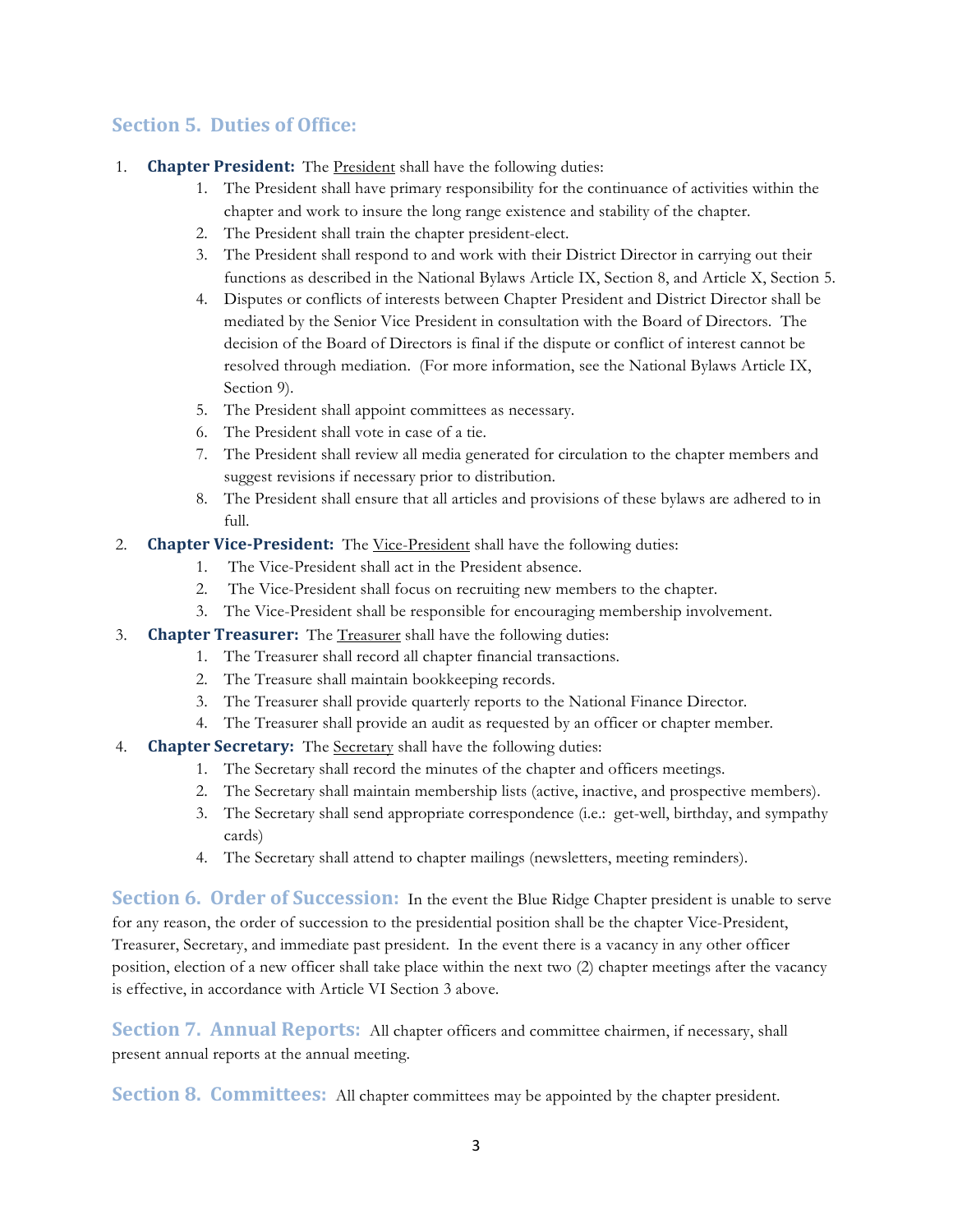## Section 5. Duties of Office:

1. **Chapter President:** The President shall have the following duties:
    1. The President shall have primary responsibility for the continuance of activities within the chapter and work to insure the long range existence and stability of the chapter.
    2. The President shall train the chapter president-elect.
    3. The President shall respond to and work with their District Director in carrying out their functions as described in the National Bylaws Article IX, Section 8, and Article X, Section 5.
    4. Disputes or conflicts of interests between Chapter President and District Director shall be mediated by the Senior Vice President in consultation with the Board of Directors. The decision of the Board of Directors is final if the dispute or conflict of interest cannot be resolved through mediation. (For more information, see the National Bylaws Article IX, Section 9).
    5. The President shall appoint committees as necessary.
    6. The President shall vote in case of a tie.
    7. The President shall review all media generated for circulation to the chapter members and suggest revisions if necessary prior to distribution.
    8. The President shall ensure that all articles and provisions of these bylaws are adhered to in full.
2. **Chapter Vice-President:** The Vice-President shall have the following duties:
    1. The Vice-President shall act in the President absence.
    2. The Vice-President shall focus on recruiting new members to the chapter.
    3. The Vice-President shall be responsible for encouraging membership involvement.
3. **Chapter Treasurer:** The Treasurer shall have the following duties:
    1. The Treasurer shall record all chapter financial transactions.
    2. The Treasure shall maintain bookkeeping records.
    3. The Treasurer shall provide quarterly reports to the National Finance Director.
    4. The Treasurer shall provide an audit as requested by an officer or chapter member.
4. **Chapter Secretary:** The Secretary shall have the following duties:
    1. The Secretary shall record the minutes of the chapter and officers meetings.
    2. The Secretary shall maintain membership lists (active, inactive, and prospective members).
    3. The Secretary shall send appropriate correspondence (i.e.: get-well, birthday, and sympathy cards)
    4. The Secretary shall attend to chapter mailings (newsletters, meeting reminders).

**Section 6. Order of Succession:** In the event the Blue Ridge Chapter president is unable to serve for any reason, the order of succession to the presidential position shall be the chapter Vice-President, Treasurer, Secretary, and immediate past president. In the event there is a vacancy in any other officer position, election of a new officer shall take place within the next two (2) chapter meetings after the vacancy is effective, in accordance with Article VI Section 3 above.

**Section 7. Annual Reports:** All chapter officers and committee chairmen, if necessary, shall present annual reports at the annual meeting.

**Section 8. Committees:** All chapter committees may be appointed by the chapter president.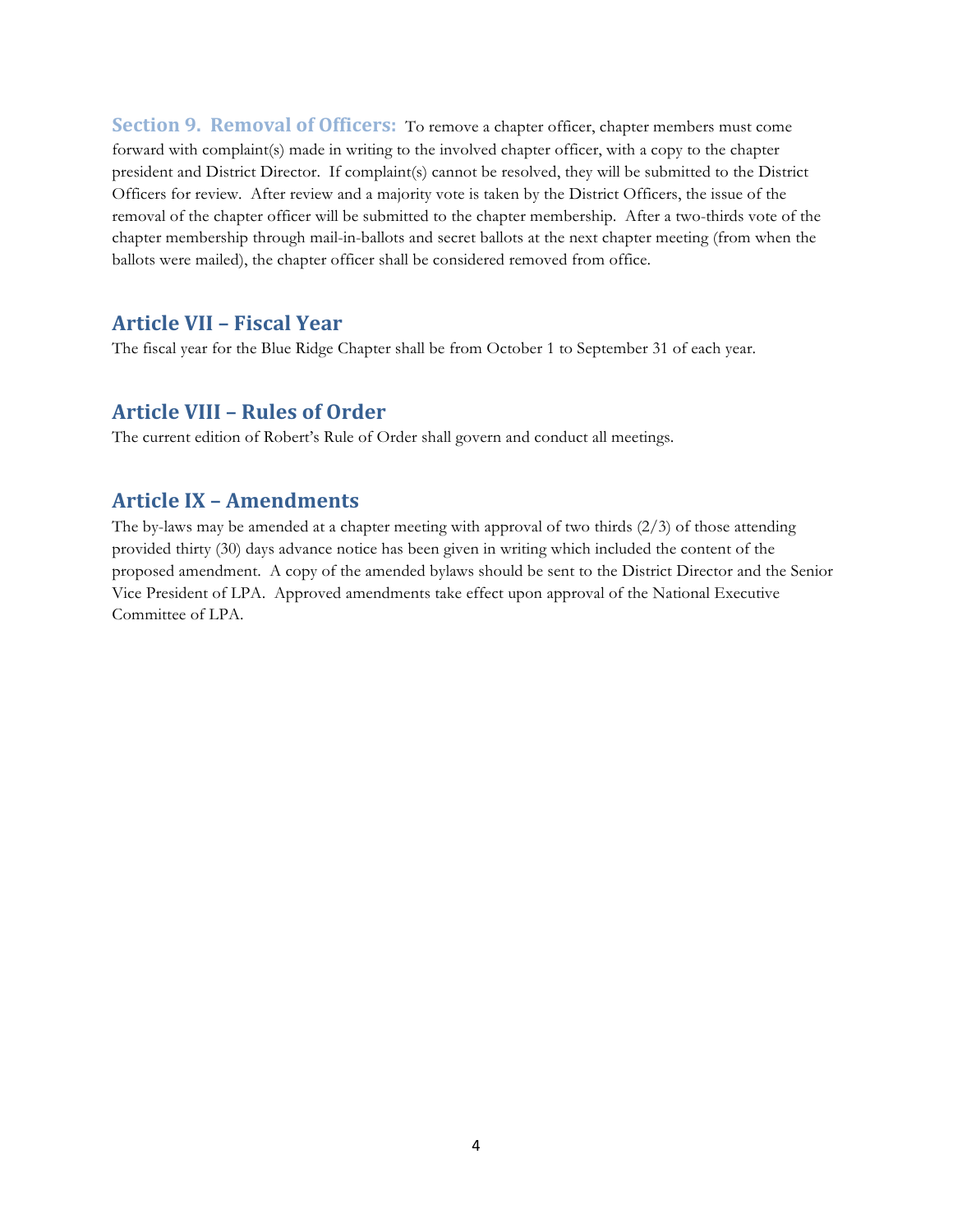**Section 9. Removal of Officers:** To remove a chapter officer, chapter members must come forward with complaint(s) made in writing to the involved chapter officer, with a copy to the chapter president and District Director. If complaint(s) cannot be resolved, they will be submitted to the District Officers for review. After review and a majority vote is taken by the District Officers, the issue of the removal of the chapter officer will be submitted to the chapter membership. After a two-thirds vote of the chapter membership through mail-in-ballots and secret ballots at the next chapter meeting (from when the ballots were mailed), the chapter officer shall be considered removed from office.

## Article VII – Fiscal Year

The fiscal year for the Blue Ridge Chapter shall be from October 1 to September 31 of each year.

## Article VIII – Rules of Order

The current edition of Robert's Rule of Order shall govern and conduct all meetings.

## Article IX – Amendments

The by-laws may be amended at a chapter meeting with approval of two thirds (2/3) of those attending provided thirty (30) days advance notice has been given in writing which included the content of the proposed amendment. A copy of the amended bylaws should be sent to the District Director and the Senior Vice President of LPA. Approved amendments take effect upon approval of the National Executive Committee of LPA.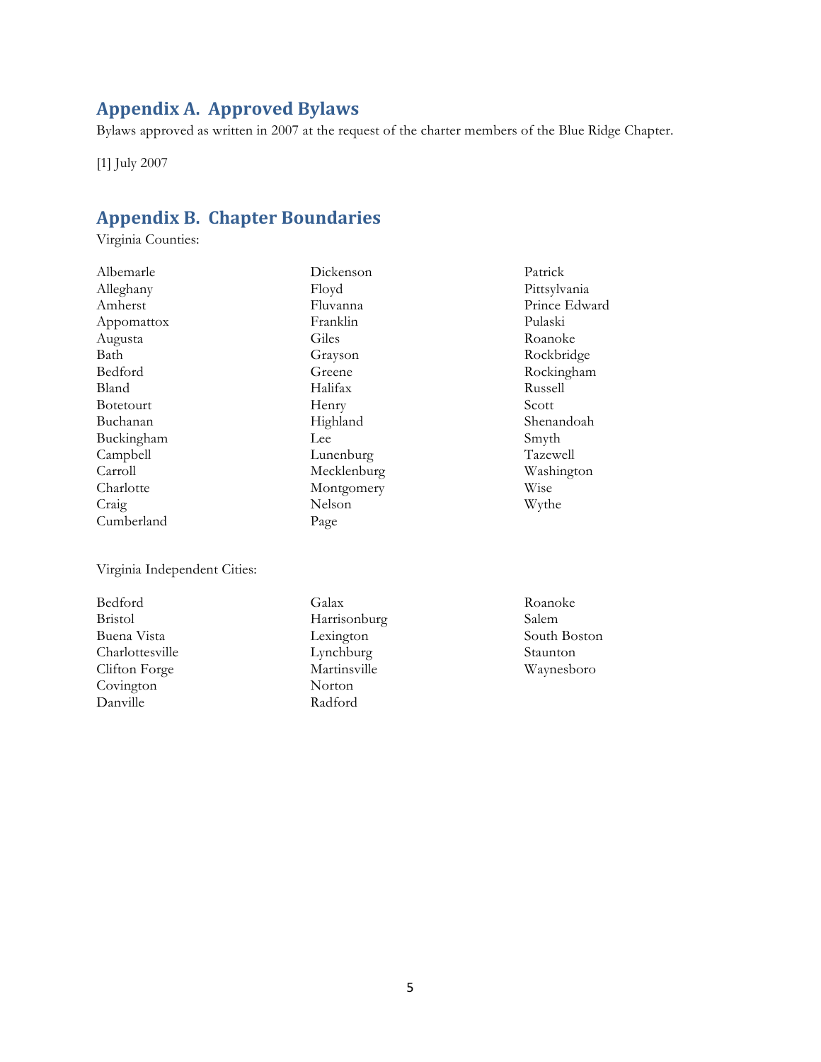## Appendix A. Approved Bylaws

Bylaws approved as written in 2007 at the request of the charter members of the Blue Ridge Chapter.

[1] July 2007

## Appendix B. Chapter Boundaries

Virginia Counties:

Albemarle
Alleghany
Amherst
Appomattox
Augusta
Bath
Bedford
Bland
Botetourt
Buchanan
Buckingham
Campbell
Carroll
Charlotte
Craig
Cumberland
Dickenson
Floyd
Fluvanna
Franklin
Giles
Grayson
Greene
Halifax
Henry
Highland
Lee
Lunenburg
Mecklenburg
Montgomery
Nelson
Page
Patrick
Pittsylvania
Prince Edward
Pulaski
Roanoke
Rockbridge
Rockingham
Russell
Scott
Shenandoah
Smyth
Tazewell
Washington
Wise
Wythe

Virginia Independent Cities:

Bedford
Bristol
Buena Vista
Charlottesville
Clifton Forge
Covington
Danville
Galax
Harrisonburg
Lexington
Lynchburg
Martinsville
Norton
Radford
Roanoke
Salem
South Boston
Staunton
Waynesboro